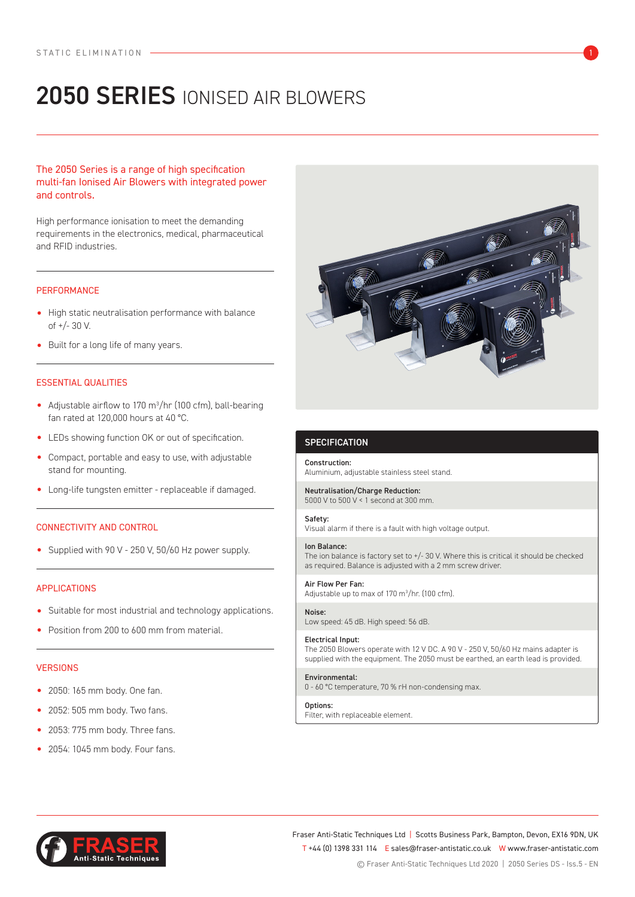STATIC ELIMINATION

# 2050 SERIES IONISED AIR BLOWERS

The 2050 Series is a range of high specification multi-fan Ionised Air Blowers with integrated power and controls.

High performance ionisation to meet the demanding requirements in the electronics, medical, pharmaceutical and RFID industries.

## PERFORMANCE

- High static neutralisation performance with balance of +/- 30 V.
- Built for a long life of many years.

## ESSENTIAL QUALITIES

- Adjustable airflow to 170 m$^3$/hr (100 cfm), ball-bearing fan rated at 120,000 hours at 40 °C.
- LEDs showing function OK or out of specification.
- Compact, portable and easy to use, with adjustable stand for mounting.
- Long-life tungsten emitter - replaceable if damaged.

## CONNECTIVITY AND CONTROL

- Supplied with 90 V - 250 V, 50/60 Hz power supply.

## APPLICATIONS

- Suitable for most industrial and technology applications.
- Position from 200 to 600 mm from material.

## VERSIONS

- 2050: 165 mm body. One fan.
- 2052: 505 mm body. Two fans.
- 2053: 775 mm body. Three fans.
- 2054: 1045 mm body. Four fans.

## SPECIFICATION

**Construction:**
Aluminium, adjustable stainless steel stand.

**Neutralisation/Charge Reduction:**
5000 V to 500 V < 1 second at 300 mm.

**Safety:**
Visual alarm if there is a fault with high voltage output.

**Ion Balance:**
The ion balance is factory set to +/- 30 V. Where this is critical it should be checked as required. Balance is adjusted with a 2 mm screw driver.

**Air Flow Per Fan:**
Adjustable up to max of 170 m$^3$/hr. (100 cfm).

**Noise:**
Low speed: 45 dB. High speed: 56 dB.

**Electrical Input:**
The 2050 Blowers operate with 12 V DC. A 90 V - 250 V, 50/60 Hz mains adapter is supplied with the equipment. The 2050 must be earthed, an earth lead is provided.

**Environmental:**
0 - 60 °C temperature, 70 % rH non-condensing max.

**Options:**
Filter, with replaceable element.

FRASER Anti-Static Techniques

Fraser Anti-Static Techniques Ltd | Scotts Business Park, Bampton, Devon, EX16 9DN, UK
T +44 (0) 1398 331 114 E sales@fraser-antistatic.co.uk W www.fraser-antistatic.com
© Fraser Anti-Static Techniques Ltd 2020 | 2050 Series DS - Iss.5 - EN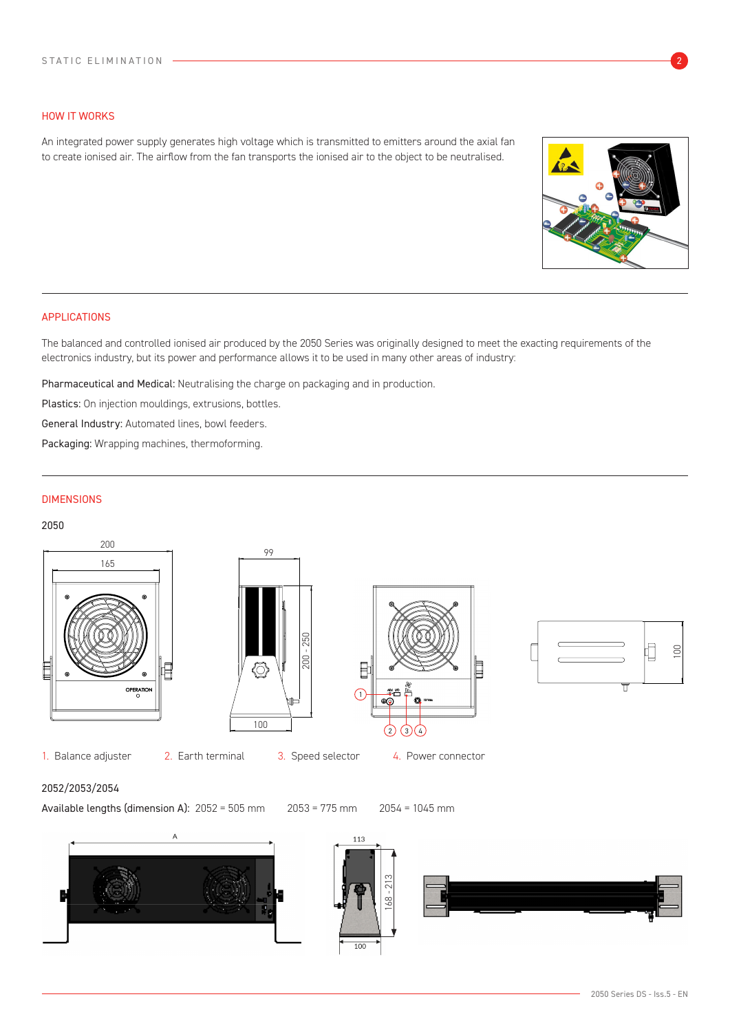## HOW IT WORKS

An integrated power supply generates high voltage which is transmitted to emitters around the axial fan to create ionised air. The airflow from the fan transports the ionised air to the object to be neutralised.

## APPLICATIONS

The balanced and controlled ionised air produced by the 2050 Series was originally designed to meet the exacting requirements of the electronics industry, but its power and performance allows it to be used in many other areas of industry:

Pharmaceutical and Medical: Neutralising the charge on packaging and in production.

Plastics: On injection mouldings, extrusions, bottles.

General Industry: Automated lines, bowl feeders.

Packaging: Wrapping machines, thermoforming.

## DIMENSIONS

### 2050

200
165
OPERATION
99
200 - 250
100
100

1. Balance adjuster
2. Earth terminal
3. Speed selector
4. Power connector

### 2052/2053/2054

Available lengths (dimension A): 2052 = 505 mm 2053 = 775 mm 2054 = 1045 mm

A
113
168 - 213
100